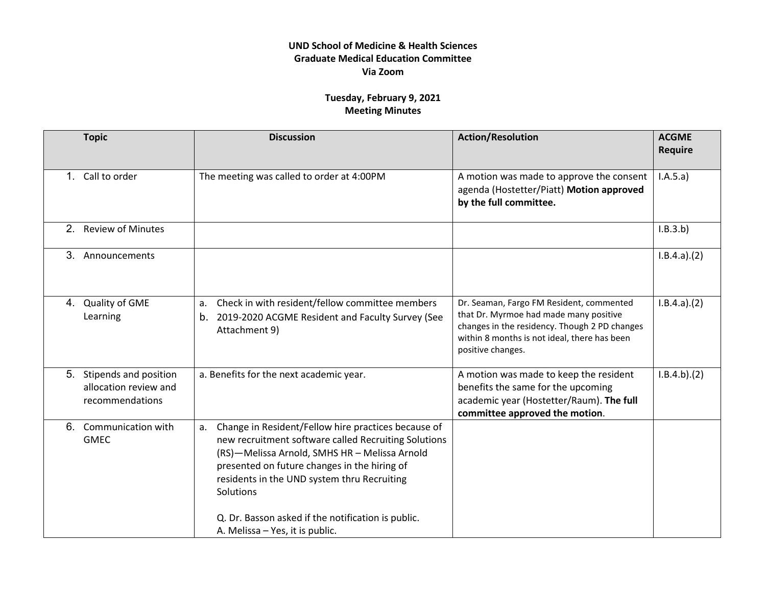**UND School of Medicine & Health Sciences**
**Graduate Medical Education Committee**
**Via Zoom**

**Tuesday, February 9, 2021**
**Meeting Minutes**

| Topic | Discussion | Action/Resolution | ACGME Require |
|---|---|---|---|
| 1. Call to order | The meeting was called to order at 4:00PM | A motion was made to approve the consent agenda (Hostetter/Piatt) **Motion approved by the full committee.** | I.A.5.a) |
| 2. Review of Minutes | | | I.B.3.b) |
| 3. Announcements | | | I.B.4.a).(2) |
| 4. Quality of GME Learning | a. Check in with resident/fellow committee members<br>b. 2019-2020 ACGME Resident and Faculty Survey (See Attachment 9) | Dr. Seaman, Fargo FM Resident, commented that Dr. Myrmoe had made many positive changes in the residency. Though 2 PD changes within 8 months is not ideal, there has been positive changes. | I.B.4.a).(2) |
| 5. Stipends and position allocation review and recommendations | a. Benefits for the next academic year. | A motion was made to keep the resident benefits the same for the upcoming academic year (Hostetter/Raum). **The full committee approved the motion**. | I.B.4.b).(2) |
| 6. Communication with GMEC | a. Change in Resident/Fellow hire practices because of new recruitment software called Recruiting Solutions (RS)—Melissa Arnold, SMHS HR – Melissa Arnold presented on future changes in the hiring of residents in the UND system thru Recruiting Solutions<br><br>Q. Dr. Basson asked if the notification is public.<br>A. Melissa – Yes, it is public. | | |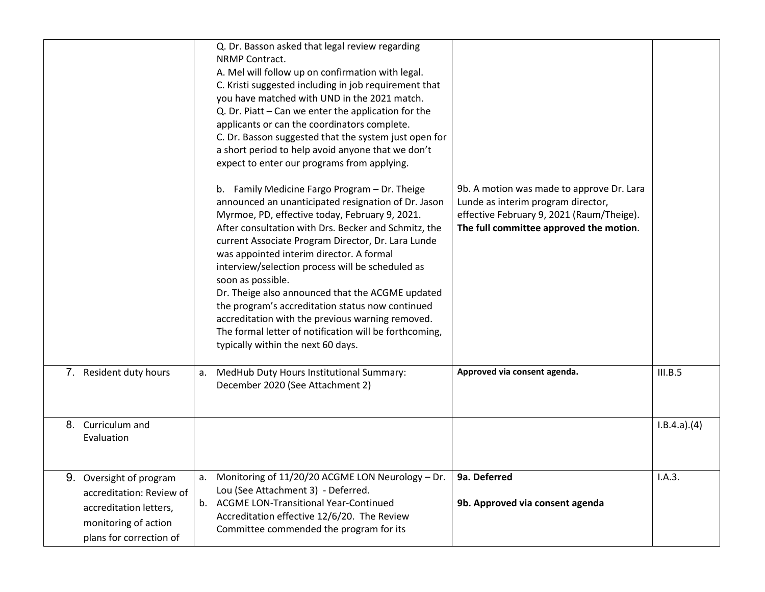| | | | |
|---|---|---|---|
| | Q. Dr. Basson asked that legal review regarding NRMP Contract.<br>A. Mel will follow up on confirmation with legal.<br>C. Kristi suggested including in job requirement that you have matched with UND in the 2021 match.<br>Q. Dr. Piatt – Can we enter the application for the applicants or can the coordinators complete.<br>C. Dr. Basson suggested that the system just open for a short period to help avoid anyone that we don't expect to enter our programs from applying.<br><br>b. Family Medicine Fargo Program – Dr. Theige announced an unanticipated resignation of Dr. Jason Myrmoe, PD, effective today, February 9, 2021. After consultation with Drs. Becker and Schmitz, the current Associate Program Director, Dr. Lara Lunde was appointed interim director. A formal interview/selection process will be scheduled as soon as possible.<br>Dr. Theige also announced that the ACGME updated the program's accreditation status now continued accreditation with the previous warning removed. The formal letter of notification will be forthcoming, typically within the next 60 days. | 9b. A motion was made to approve Dr. Lara Lunde as interim program director, effective February 9, 2021 (Raum/Theige). **The full committee approved the motion**. | |
| 7. Resident duty hours | a. MedHub Duty Hours Institutional Summary: December 2020 (See Attachment 2) | **Approved via consent agenda.** | III.B.5 |
| 8. Curriculum and Evaluation | | | I.B.4.a).(4) |
| 9. Oversight of program accreditation: Review of accreditation letters, monitoring of action plans for correction of | a. Monitoring of 11/20/20 ACGME LON Neurology – Dr. Lou (See Attachment 3) - Deferred.<br>b. ACGME LON-Transitional Year-Continued Accreditation effective 12/6/20. The Review Committee commended the program for its | **9a. Deferred**<br><br>**9b. Approved via consent agenda** | I.A.3. |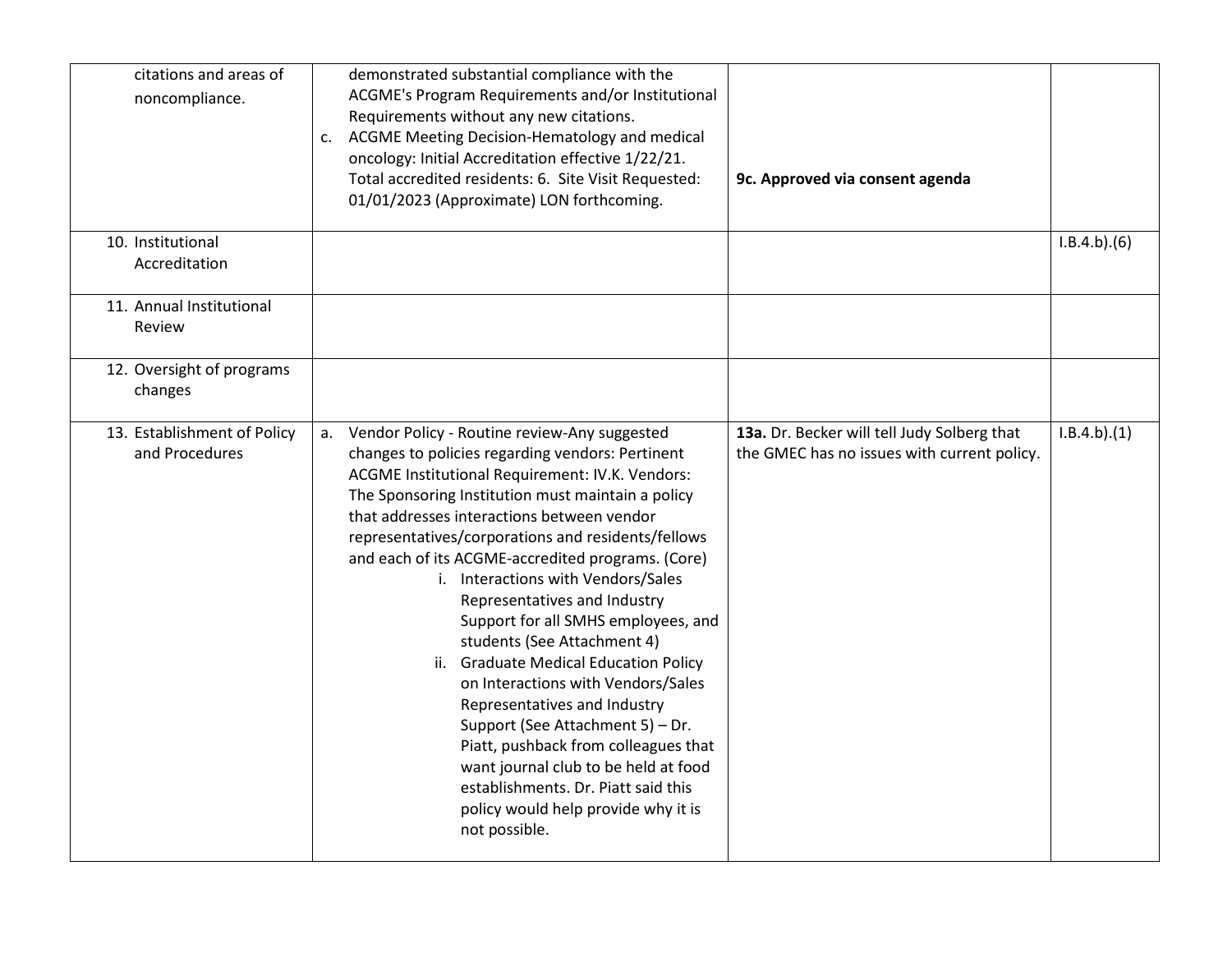| | | | |
|---|---|---|---|
| citations and areas of noncompliance. | demonstrated substantial compliance with the ACGME's Program Requirements and/or Institutional Requirements without any new citations.<br>c. ACGME Meeting Decision-Hematology and medical oncology: Initial Accreditation effective 1/22/21. Total accredited residents: 6. Site Visit Requested: 01/01/2023 (Approximate) LON forthcoming. | **9c. Approved via consent agenda** | |
| 10. Institutional Accreditation | | | I.B.4.b).(6) |
| 11. Annual Institutional Review | | | |
| 12. Oversight of programs changes | | | |
| 13. Establishment of Policy and Procedures | a. Vendor Policy - Routine review-Any suggested changes to policies regarding vendors: Pertinent ACGME Institutional Requirement: IV.K. Vendors: The Sponsoring Institution must maintain a policy that addresses interactions between vendor representatives/corporations and residents/fellows and each of its ACGME-accredited programs. (Core)<br>i. Interactions with Vendors/Sales Representatives and Industry Support for all SMHS employees, and students (See Attachment 4)<br>ii. Graduate Medical Education Policy on Interactions with Vendors/Sales Representatives and Industry Support (See Attachment 5) – Dr. Piatt, pushback from colleagues that want journal club to be held at food establishments. Dr. Piatt said this policy would help provide why it is not possible. | **13a.** Dr. Becker will tell Judy Solberg that the GMEC has no issues with current policy. | I.B.4.b).(1) |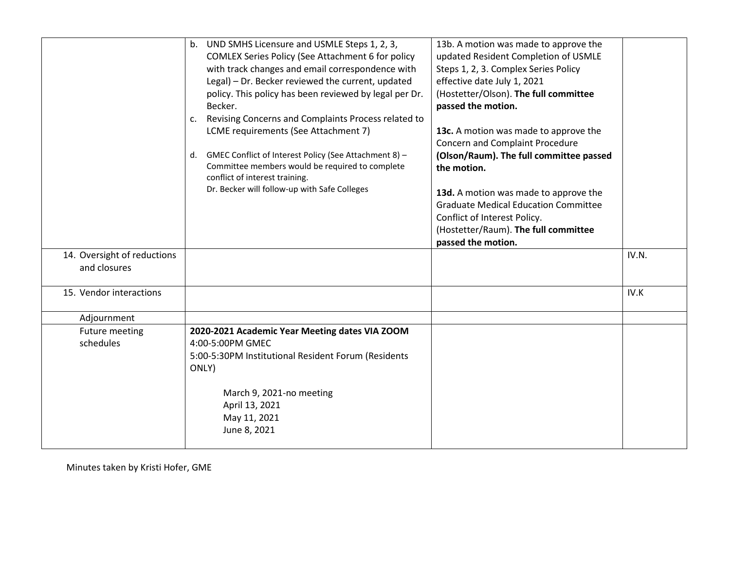| | | | |
|---|---|---|---|
| | b. UND SMHS Licensure and USMLE Steps 1, 2, 3, COMLEX Series Policy (See Attachment 6 for policy with track changes and email correspondence with Legal) – Dr. Becker reviewed the current, updated policy. This policy has been reviewed by legal per Dr. Becker.<br>c. Revising Concerns and Complaints Process related to LCME requirements (See Attachment 7)<br><br>d. GMEC Conflict of Interest Policy (See Attachment 8) – Committee members would be required to complete conflict of interest training.<br>Dr. Becker will follow-up with Safe Colleges | 13b. A motion was made to approve the updated Resident Completion of USMLE Steps 1, 2, 3. Complex Series Policy effective date July 1, 2021 (Hostetter/Olson). **The full committee passed the motion.**<br><br>**13c.** A motion was made to approve the Concern and Complaint Procedure **(Olson/Raum). The full committee passed the motion.**<br><br>**13d.** A motion was made to approve the Graduate Medical Education Committee Conflict of Interest Policy. (Hostetter/Raum). **The full committee passed the motion.** | |
| 14. Oversight of reductions and closures | | | IV.N. |
| 15. Vendor interactions | | | IV.K |
| Adjournment | | | |
| Future meeting schedules | **2020-2021 Academic Year Meeting dates VIA ZOOM**<br>4:00-5:00PM GMEC<br>5:00-5:30PM Institutional Resident Forum (Residents ONLY)<br><br>March 9, 2021-no meeting<br>April 13, 2021<br>May 11, 2021<br>June 8, 2021 | | |

Minutes taken by Kristi Hofer, GME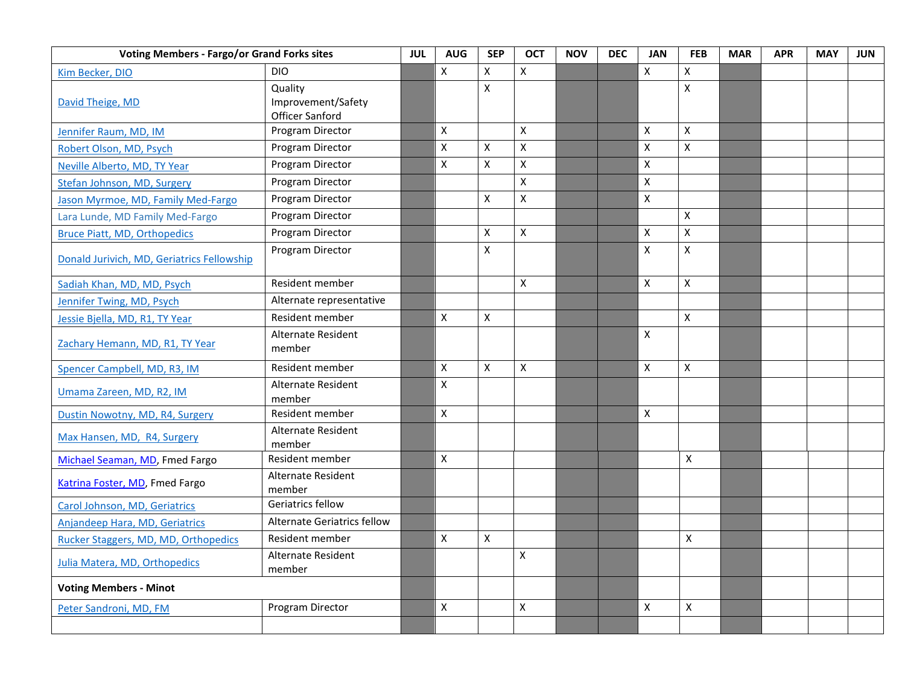| Voting Members - Fargo/or Grand Forks sites | | JUL | AUG | SEP | OCT | NOV | DEC | JAN | FEB | MAR | APR | MAY | JUN |
|---|---|---|---|---|---|---|---|---|---|---|---|---|---|
| Kim Becker, DIO | DIO | | X | X | X | | | X | X | | | | |
| David Theige, MD | Quality Improvement/Safety Officer Sanford | | | X | | | | | X | | | | |
| Jennifer Raum, MD, IM | Program Director | | X | | X | | | X | X | | | | |
| Robert Olson, MD, Psych | Program Director | | X | X | X | | | X | X | | | | |
| Neville Alberto, MD, TY Year | Program Director | | X | X | X | | | X | | | | | |
| Stefan Johnson, MD, Surgery | Program Director | | | | X | | | X | | | | | |
| Jason Myrmoe, MD, Family Med-Fargo | Program Director | | | X | X | | | X | | | | | |
| Lara Lunde, MD Family Med-Fargo | Program Director | | | | | | | | X | | | | |
| Bruce Piatt, MD, Orthopedics | Program Director | | | X | X | | | X | X | | | | |
| Donald Jurivich, MD, Geriatrics Fellowship | Program Director | | | X | | | | X | X | | | | |
| Sadiah Khan, MD, MD, Psych | Resident member | | | | X | | | X | X | | | | |
| Jennifer Twing, MD, Psych | Alternate representative | | | | | | | | | | | | |
| Jessie Bjella, MD, R1, TY Year | Resident member | | X | X | | | | | X | | | | |
| Zachary Hemann, MD, R1, TY Year | Alternate Resident member | | | | | | | X | | | | | |
| Spencer Campbell, MD, R3, IM | Resident member | | X | X | X | | | X | X | | | | |
| Umama Zareen, MD, R2, IM | Alternate Resident member | | X | | | | | | | | | | |
| Dustin Nowotny, MD, R4, Surgery | Resident member | | X | | | | | X | | | | | |
| Max Hansen, MD, R4, Surgery | Alternate Resident member | | | | | | | | | | | | |
| Michael Seaman, MD, Fmed Fargo | Resident member | | X | | | | | | X | | | | |
| Katrina Foster, MD, Fmed Fargo | Alternate Resident member | | | | | | | | | | | | |
| Carol Johnson, MD, Geriatrics | Geriatrics fellow | | | | | | | | | | | | |
| Anjandeep Hara, MD, Geriatrics | Alternate Geriatrics fellow | | | | | | | | | | | | |
| Rucker Staggers, MD, MD, Orthopedics | Resident member | | X | X | | | | | X | | | | |
| Julia Matera, MD, Orthopedics | Alternate Resident member | | | | X | | | | | | | | |
| **Voting Members - Minot** | | | | | | | | | | | | | |
| Peter Sandroni, MD, FM | Program Director | | X | | X | | | X | X | | | | |
| | | | | | | | | | | | | | |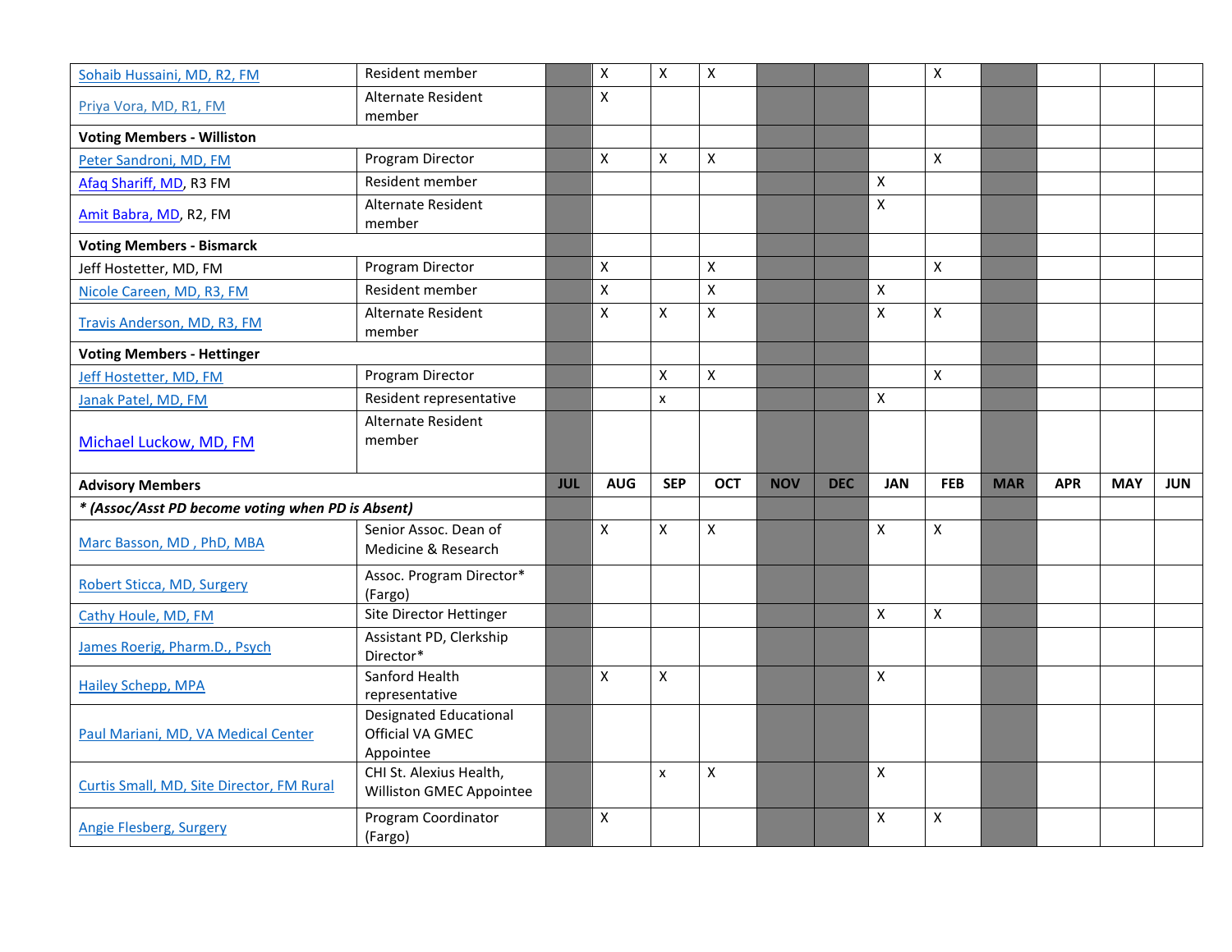| | | | | | | | | | | | | | |
|---|---|---|---|---|---|---|---|---|---|---|---|---|---|
| Sohaib Hussaini, MD, R2, FM | Resident member | | X | X | X | | | | X | | | | |
| Priya Vora, MD, R1, FM | Alternate Resident member | | X | | | | | | | | | | |
| **Voting Members - Williston** | | | | | | | | | | | | | |
| Peter Sandroni, MD, FM | Program Director | | X | X | X | | | | X | | | | |
| Afaq Shariff, MD, R3 FM | Resident member | | | | | | | X | | | | | |
| Amit Babra, MD, R2, FM | Alternate Resident member | | | | | | | X | | | | | |
| **Voting Members - Bismarck** | | | | | | | | | | | | | |
| Jeff Hostetter, MD, FM | Program Director | | X | | X | | | | X | | | | |
| Nicole Careen, MD, R3, FM | Resident member | | X | | X | | | X | | | | | |
| Travis Anderson, MD, R3, FM | Alternate Resident member | | X | X | X | | | X | X | | | | |
| **Voting Members - Hettinger** | | | | | | | | | | | | | |
| Jeff Hostetter, MD, FM | Program Director | | | X | X | | | | X | | | | |
| Janak Patel, MD, FM | Resident representative | | | x | | | | X | | | | | |
| Michael Luckow, MD, FM | Alternate Resident member | | | | | | | | | | | | |
| **Advisory Members** | | **JUL** | **AUG** | **SEP** | **OCT** | **NOV** | **DEC** | **JAN** | **FEB** | **MAR** | **APR** | **MAY** | **JUN** |
| ***\* (Assoc/Asst PD become voting when PD is Absent)*** | | | | | | | | | | | | | |
| Marc Basson, MD , PhD, MBA | Senior Assoc. Dean of Medicine & Research | | X | X | X | | | X | X | | | | |
| Robert Sticca, MD, Surgery | Assoc. Program Director* (Fargo) | | | | | | | | | | | | |
| Cathy Houle, MD, FM | Site Director Hettinger | | | | | | | X | X | | | | |
| James Roerig, Pharm.D., Psych | Assistant PD, Clerkship Director* | | | | | | | | | | | | |
| Hailey Schepp, MPA | Sanford Health representative | | X | X | | | | X | | | | | |
| Paul Mariani, MD, VA Medical Center | Designated Educational Official VA GMEC Appointee | | | | | | | | | | | | |
| Curtis Small, MD, Site Director, FM Rural | CHI St. Alexius Health, Williston GMEC Appointee | | | x | X | | | X | | | | | |
| Angie Flesberg, Surgery | Program Coordinator (Fargo) | | X | | | | | X | X | | | | |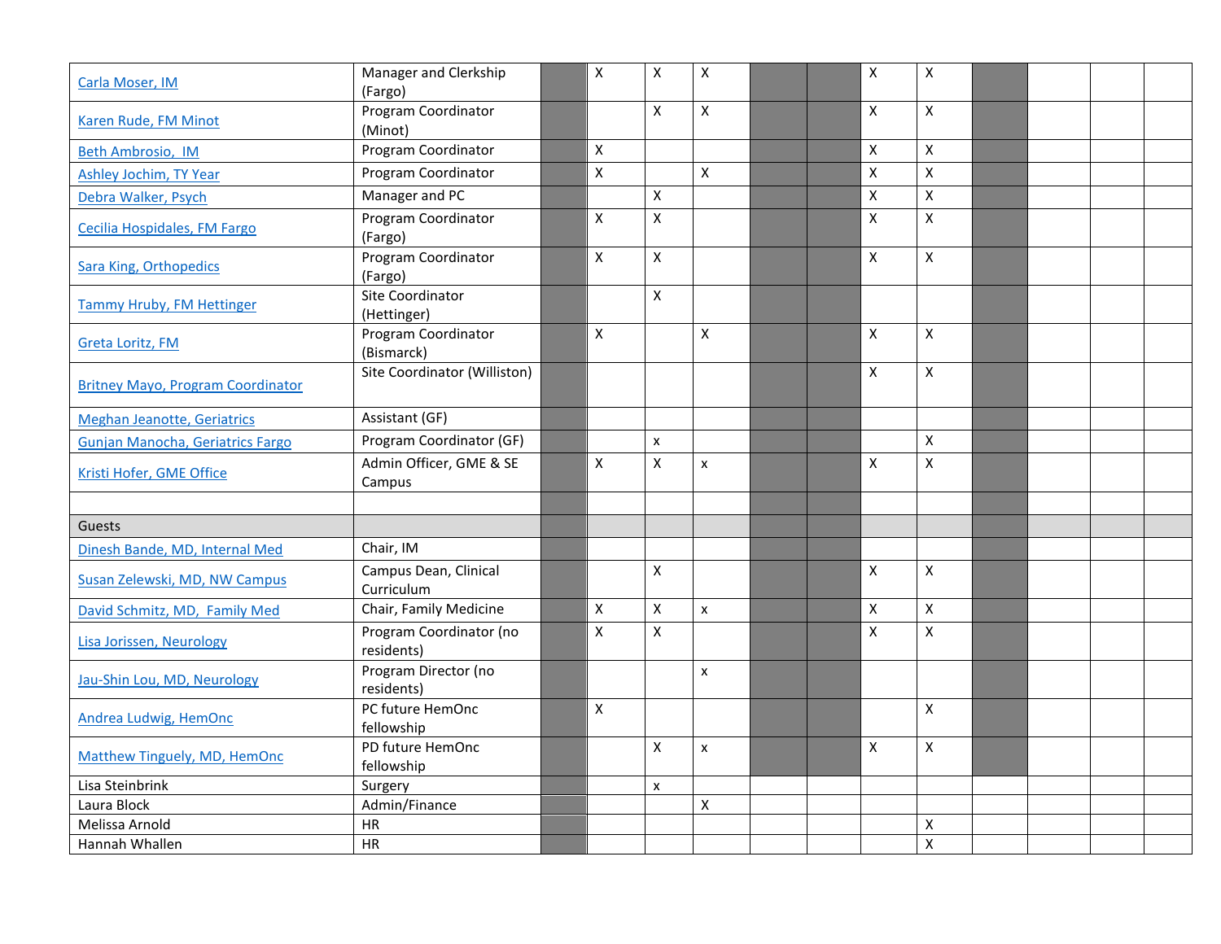| | | | | | | | | | | | | | |
|---|---|---|---|---|---|---|---|---|---|---|---|---|---|
| Carla Moser, IM | Manager and Clerkship (Fargo) | | X | X | X | | | X | X | | | | |
| Karen Rude, FM Minot | Program Coordinator (Minot) | | | X | X | | | X | X | | | | |
| Beth Ambrosio, IM | Program Coordinator | | X | | | | | X | X | | | | |
| Ashley Jochim, TY Year | Program Coordinator | | X | | X | | | X | X | | | | |
| Debra Walker, Psych | Manager and PC | | | X | | | | X | X | | | | |
| Cecilia Hospidales, FM Fargo | Program Coordinator (Fargo) | | X | X | | | | X | X | | | | |
| Sara King, Orthopedics | Program Coordinator (Fargo) | | X | X | | | | X | X | | | | |
| Tammy Hruby, FM Hettinger | Site Coordinator (Hettinger) | | | X | | | | | | | | | |
| Greta Loritz, FM | Program Coordinator (Bismarck) | | X | | X | | | X | X | | | | |
| Britney Mayo, Program Coordinator | Site Coordinator (Williston) | | | | | | | X | X | | | | |
| Meghan Jeanotte, Geriatrics | Assistant (GF) | | | | | | | | | | | | |
| Gunjan Manocha, Geriatrics Fargo | Program Coordinator (GF) | | | x | | | | | X | | | | |
| Kristi Hofer, GME Office | Admin Officer, GME & SE Campus | | X | X | x | | | X | X | | | | |
| | | | | | | | | | | | | | |
| Guests | | | | | | | | | | | | | |
| Dinesh Bande, MD, Internal Med | Chair, IM | | | | | | | | | | | | |
| Susan Zelewski, MD, NW Campus | Campus Dean, Clinical Curriculum | | | X | | | | X | X | | | | |
| David Schmitz, MD, Family Med | Chair, Family Medicine | | X | X | x | | | X | X | | | | |
| Lisa Jorissen, Neurology | Program Coordinator (no residents) | | X | X | | | | X | X | | | | |
| Jau-Shin Lou, MD, Neurology | Program Director (no residents) | | | | x | | | | | | | | |
| Andrea Ludwig, HemOnc | PC future HemOnc fellowship | | X | | | | | | X | | | | |
| Matthew Tinguely, MD, HemOnc | PD future HemOnc fellowship | | | X | x | | | X | X | | | | |
| Lisa Steinbrink | Surgery | | | x | | | | | | | | | |
| Laura Block | Admin/Finance | | | | X | | | | | | | | |
| Melissa Arnold | HR | | | | | | | | X | | | | |
| Hannah Whallen | HR | | | | | | | | X | | | | |